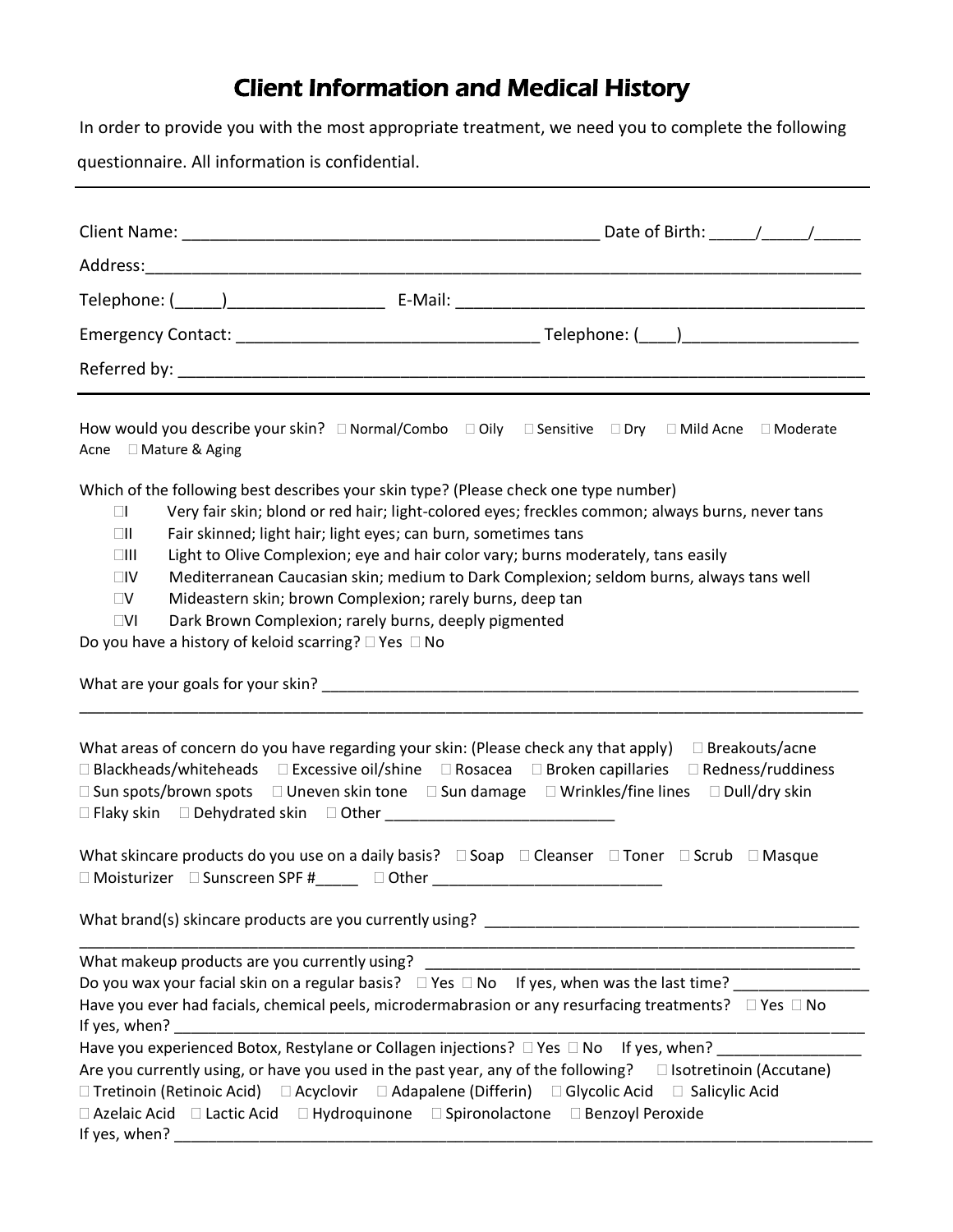# Client Information and Medical History

In order to provide you with the most appropriate treatment, we need you to complete the following questionnaire. All information is confidential.

---

Client Name: ____________________________________________ Date of Birth: _____/_____/_____

Address:_______________________________________________________________________________

Telephone: (_____)_________________ E-Mail: _____________________________________________

Emergency Contact: ________________________________ Telephone: (____)___________________

Referred by: ___________________________________________________________________________

---

How would you describe your skin? ☐ Normal/Combo ☐ Oily ☐ Sensitive ☐ Dry ☐ Mild Acne ☐ Moderate Acne ☐ Mature & Aging

Which of the following best describes your skin type? (Please check one type number)

- ☐I Very fair skin; blond or red hair; light-colored eyes; freckles common; always burns, never tans
- ☐II Fair skinned; light hair; light eyes; can burn, sometimes tans
- ☐III Light to Olive Complexion; eye and hair color vary; burns moderately, tans easily
- ☐IV Mediterranean Caucasian skin; medium to Dark Complexion; seldom burns, always tans well
- ☐V Mideastern skin; brown Complexion; rarely burns, deep tan
- ☐VI Dark Brown Complexion; rarely burns, deeply pigmented

Do you have a history of keloid scarring? ☐ Yes ☐ No

What are your goals for your skin? _________________________________________________________
_______________________________________________________________________________________

What areas of concern do you have regarding your skin: (Please check any that apply) ☐ Breakouts/acne ☐ Blackheads/whiteheads ☐ Excessive oil/shine ☐ Rosacea ☐ Broken capillaries ☐ Redness/ruddiness ☐ Sun spots/brown spots ☐ Uneven skin tone ☐ Sun damage ☐ Wrinkles/fine lines ☐ Dull/dry skin ☐ Flaky skin ☐ Dehydrated skin ☐ Other ___________________________

What skincare products do you use on a daily basis? ☐ Soap ☐ Cleanser ☐ Toner ☐ Scrub ☐ Masque ☐ Moisturizer ☐ Sunscreen SPF #_____ ☐ Other ___________________________

What brand(s) skincare products are you currently using? ____________________________________________
_______________________________________________________________________________________

What makeup products are you currently using? ______________________________________________

Do you wax your facial skin on a regular basis? ☐ Yes ☐ No If yes, when was the last time? ________________

Have you ever had facials, chemical peels, microdermabrasion or any resurfacing treatments? ☐ Yes ☐ No
If yes, when? ___________________________________________________________________________

Have you experienced Botox, Restylane or Collagen injections? ☐ Yes ☐ No If yes, when? _________________

Are you currently using, or have you used in the past year, any of the following? ☐ Isotretinoin (Accutane) ☐ Tretinoin (Retinoic Acid) ☐ Acyclovir ☐ Adapalene (Differin) ☐ Glycolic Acid ☐ Salicylic Acid ☐ Azelaic Acid ☐ Lactic Acid ☐ Hydroquinone ☐ Spironolactone ☐ Benzoyl Peroxide
If yes, when? ___________________________________________________________________________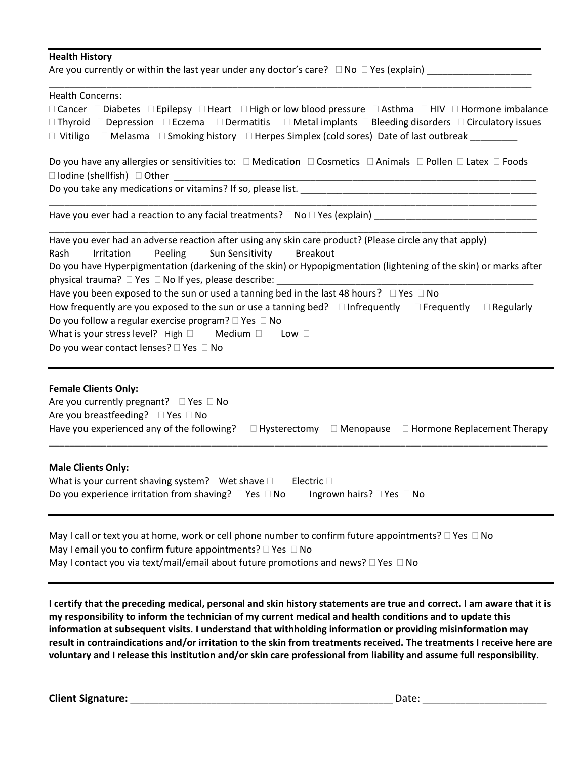**Health History**

Are you currently or within the last year under any doctor's care? ☐ No ☐ Yes (explain) ____________________

______________________________________________________________________________________________

Health Concerns:

☐ Cancer ☐ Diabetes ☐ Epilepsy ☐ Heart ☐ High or low blood pressure ☐ Asthma ☐ HIV ☐ Hormone imbalance
☐ Thyroid ☐ Depression ☐ Eczema ☐ Dermatitis ☐ Metal implants ☐ Bleeding disorders ☐ Circulatory issues
☐ Vitiligo ☐ Melasma ☐ Smoking history ☐ Herpes Simplex (cold sores) Date of last outbreak _________

Do you have any allergies or sensitivities to: ☐ Medication ☐ Cosmetics ☐ Animals ☐ Pollen ☐ Latex ☐ Foods
☐ Iodine (shellfish) ☐ Other ______________________________________________________________________

Do you take any medications or vitamins? If so, please list. ____________________________________________

______________________________________________________________________________________________

Have you ever had a reaction to any facial treatments? ☐ No ☐ Yes (explain) _______________________________

______________________________________________________________________________________________

Have you ever had an adverse reaction after using any skin care product? (Please circle any that apply)

Rash   Irritation   Peeling   Sun Sensitivity   Breakout

Do you have Hyperpigmentation (darkening of the skin) or Hypopigmentation (lightening of the skin) or marks after physical trauma? ☐ Yes ☐ No If yes, please describe: ____________________________________________

Have you been exposed to the sun or used a tanning bed in the last 48 hours? ☐ Yes ☐ No

How frequently are you exposed to the sun or use a tanning bed? ☐ Infrequently ☐ Frequently ☐ Regularly

Do you follow a regular exercise program? ☐ Yes ☐ No

What is your stress level? High ☐ Medium ☐ Low ☐

Do you wear contact lenses? ☐ Yes ☐ No

---

**Female Clients Only:**

Are you currently pregnant? ☐ Yes ☐ No

Are you breastfeeding? ☐ Yes ☐ No

Have you experienced any of the following? ☐ Hysterectomy ☐ Menopause ☐ Hormone Replacement Therapy

---

**Male Clients Only:**

What is your current shaving system? Wet shave ☐ Electric ☐

Do you experience irritation from shaving? ☐ Yes ☐ No Ingrown hairs? ☐ Yes ☐ No

---

May I call or text you at home, work or cell phone number to confirm future appointments? ☐ Yes ☐ No

May I email you to confirm future appointments? ☐ Yes ☐ No

May I contact you via text/mail/email about future promotions and news? ☐ Yes ☐ No

---

**I certify that the preceding medical, personal and skin history statements are true and correct. I am aware that it is my responsibility to inform the technician of my current medical and health conditions and to update this information at subsequent visits. I understand that withholding information or providing misinformation may result in contraindications and/or irritation to the skin from treatments received. The treatments I receive here are voluntary and I release this institution and/or skin care professional from liability and assume full responsibility.**

**Client Signature:** _______________________________________________ Date: _____________________